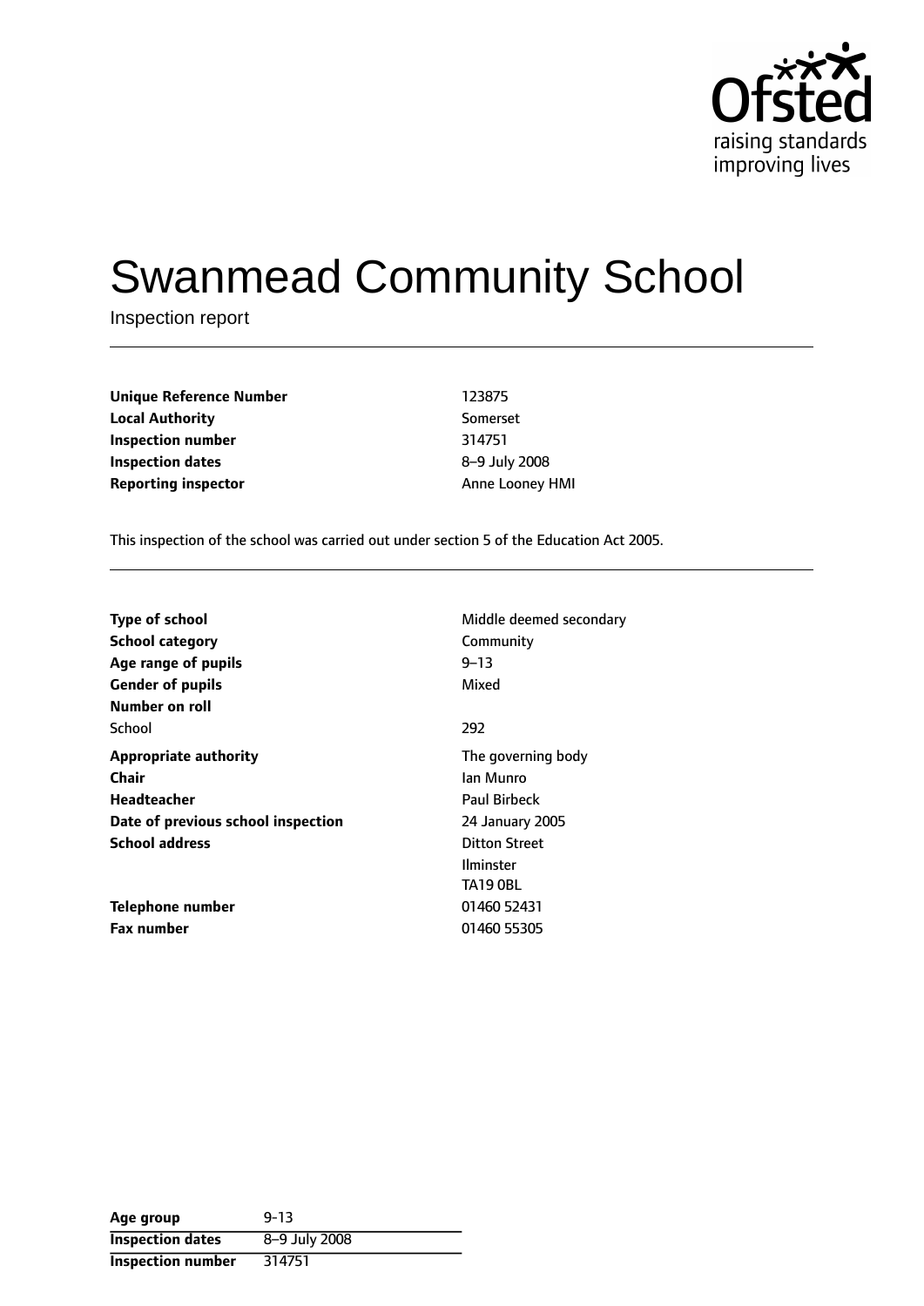Ofsted
raising standards
improving lives

# Swanmead Community School

Inspection report

| | |
|---|---|
| **Unique Reference Number** | 123875 |
| **Local Authority** | Somerset |
| **Inspection number** | 314751 |
| **Inspection dates** | 8–9 July 2008 |
| **Reporting inspector** | Anne Looney HMI |

This inspection of the school was carried out under section 5 of the Education Act 2005.

| | |
|---|---|
| **Type of school** | Middle deemed secondary |
| **School category** | Community |
| **Age range of pupils** | 9–13 |
| **Gender of pupils** | Mixed |
| **Number on roll** | |
| School | 292 |
| **Appropriate authority** | The governing body |
| **Chair** | Ian Munro |
| **Headteacher** | Paul Birbeck |
| **Date of previous school inspection** | 24 January 2005 |
| **School address** | Ditton Street<br>Ilminster<br>TA19 0BL |
| **Telephone number** | 01460 52431 |
| **Fax number** | 01460 55305 |

| | |
|---|---|
| **Age group** | 9-13 |
| **Inspection dates** | 8–9 July 2008 |
| **Inspection number** | 314751 |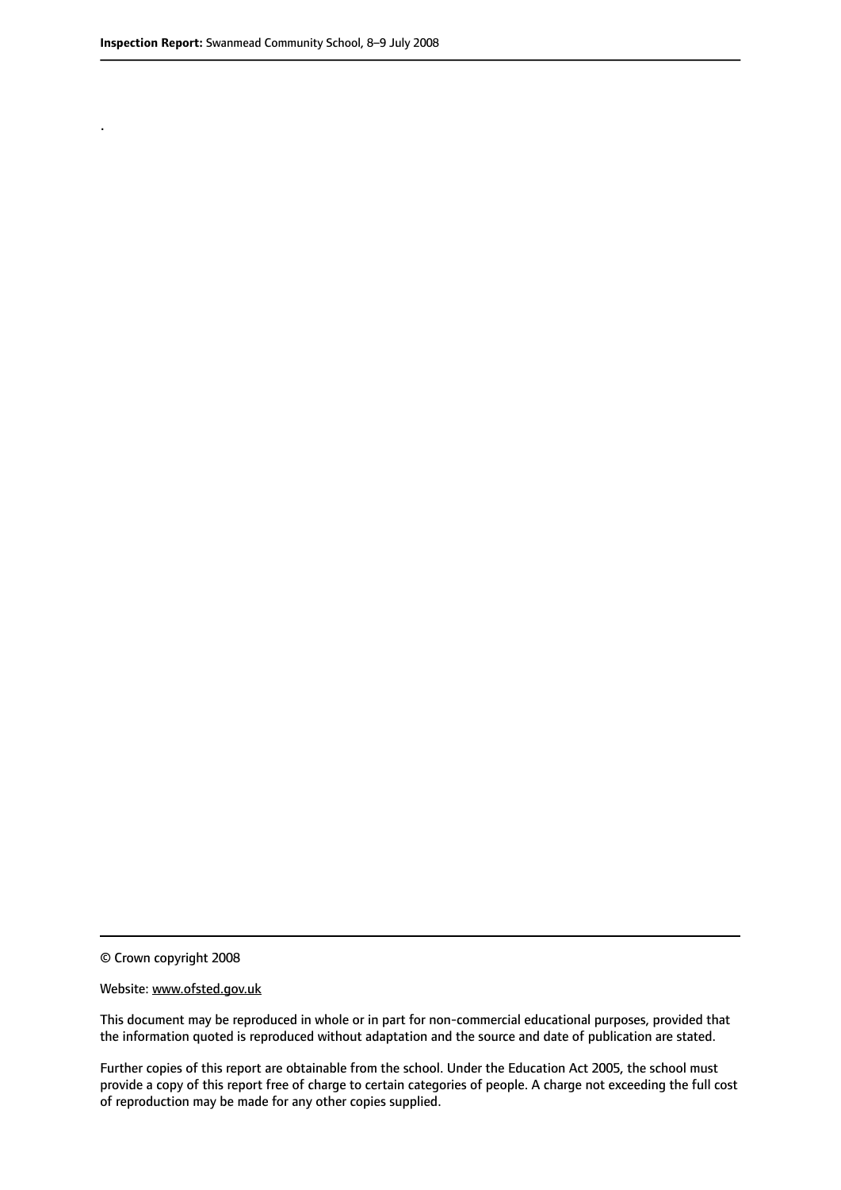.

© Crown copyright 2008

Website: www.ofsted.gov.uk

This document may be reproduced in whole or in part for non-commercial educational purposes, provided that the information quoted is reproduced without adaptation and the source and date of publication are stated.

Further copies of this report are obtainable from the school. Under the Education Act 2005, the school must provide a copy of this report free of charge to certain categories of people. A charge not exceeding the full cost of reproduction may be made for any other copies supplied.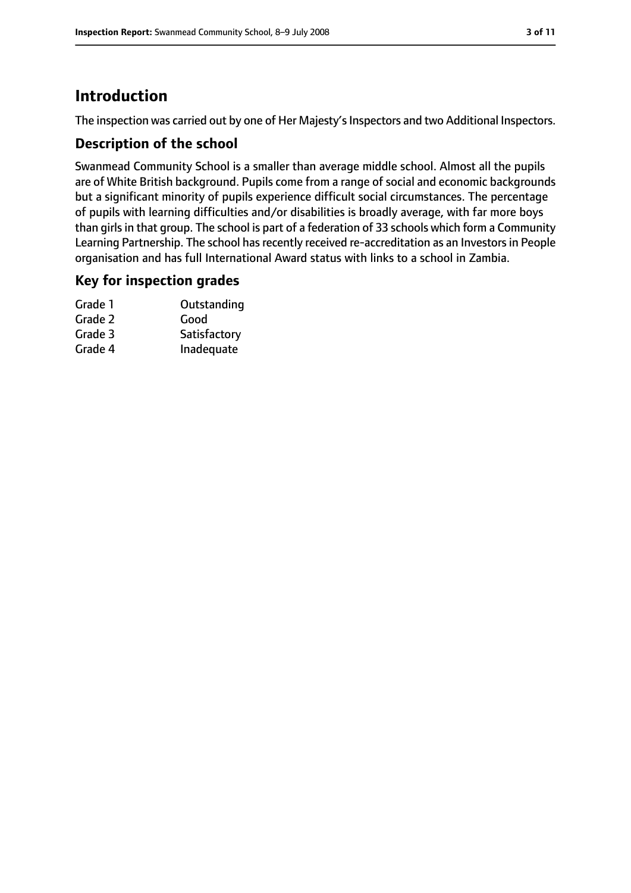# Introduction

The inspection was carried out by one of Her Majesty's Inspectors and two Additional Inspectors.

## Description of the school

Swanmead Community School is a smaller than average middle school. Almost all the pupils are of White British background. Pupils come from a range of social and economic backgrounds but a significant minority of pupils experience difficult social circumstances. The percentage of pupils with learning difficulties and/or disabilities is broadly average, with far more boys than girls in that group. The school is part of a federation of 33 schools which form a Community Learning Partnership. The school has recently received re-accreditation as an Investors in People organisation and has full International Award status with links to a school in Zambia.

## Key for inspection grades

| | |
|---|---|
| Grade 1 | Outstanding |
| Grade 2 | Good |
| Grade 3 | Satisfactory |
| Grade 4 | Inadequate |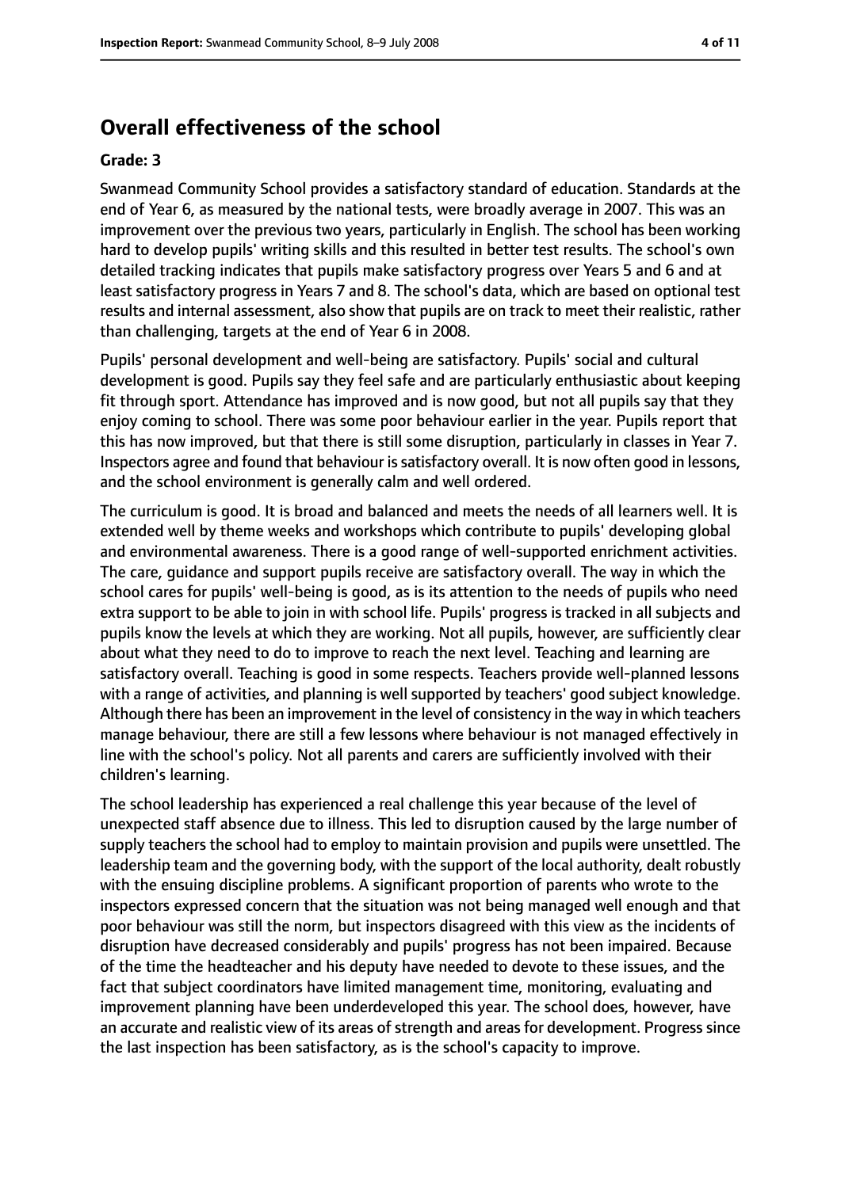## Overall effectiveness of the school

**Grade: 3**

Swanmead Community School provides a satisfactory standard of education. Standards at the end of Year 6, as measured by the national tests, were broadly average in 2007. This was an improvement over the previous two years, particularly in English. The school has been working hard to develop pupils' writing skills and this resulted in better test results. The school's own detailed tracking indicates that pupils make satisfactory progress over Years 5 and 6 and at least satisfactory progress in Years 7 and 8. The school's data, which are based on optional test results and internal assessment, also show that pupils are on track to meet their realistic, rather than challenging, targets at the end of Year 6 in 2008.

Pupils' personal development and well-being are satisfactory. Pupils' social and cultural development is good. Pupils say they feel safe and are particularly enthusiastic about keeping fit through sport. Attendance has improved and is now good, but not all pupils say that they enjoy coming to school. There was some poor behaviour earlier in the year. Pupils report that this has now improved, but that there is still some disruption, particularly in classes in Year 7. Inspectors agree and found that behaviour is satisfactory overall. It is now often good in lessons, and the school environment is generally calm and well ordered.

The curriculum is good. It is broad and balanced and meets the needs of all learners well. It is extended well by theme weeks and workshops which contribute to pupils' developing global and environmental awareness. There is a good range of well-supported enrichment activities. The care, guidance and support pupils receive are satisfactory overall. The way in which the school cares for pupils' well-being is good, as is its attention to the needs of pupils who need extra support to be able to join in with school life. Pupils' progress is tracked in all subjects and pupils know the levels at which they are working. Not all pupils, however, are sufficiently clear about what they need to do to improve to reach the next level. Teaching and learning are satisfactory overall. Teaching is good in some respects. Teachers provide well-planned lessons with a range of activities, and planning is well supported by teachers' good subject knowledge. Although there has been an improvement in the level of consistency in the way in which teachers manage behaviour, there are still a few lessons where behaviour is not managed effectively in line with the school's policy. Not all parents and carers are sufficiently involved with their children's learning.

The school leadership has experienced a real challenge this year because of the level of unexpected staff absence due to illness. This led to disruption caused by the large number of supply teachers the school had to employ to maintain provision and pupils were unsettled. The leadership team and the governing body, with the support of the local authority, dealt robustly with the ensuing discipline problems. A significant proportion of parents who wrote to the inspectors expressed concern that the situation was not being managed well enough and that poor behaviour was still the norm, but inspectors disagreed with this view as the incidents of disruption have decreased considerably and pupils' progress has not been impaired. Because of the time the headteacher and his deputy have needed to devote to these issues, and the fact that subject coordinators have limited management time, monitoring, evaluating and improvement planning have been underdeveloped this year. The school does, however, have an accurate and realistic view of its areas of strength and areas for development. Progress since the last inspection has been satisfactory, as is the school's capacity to improve.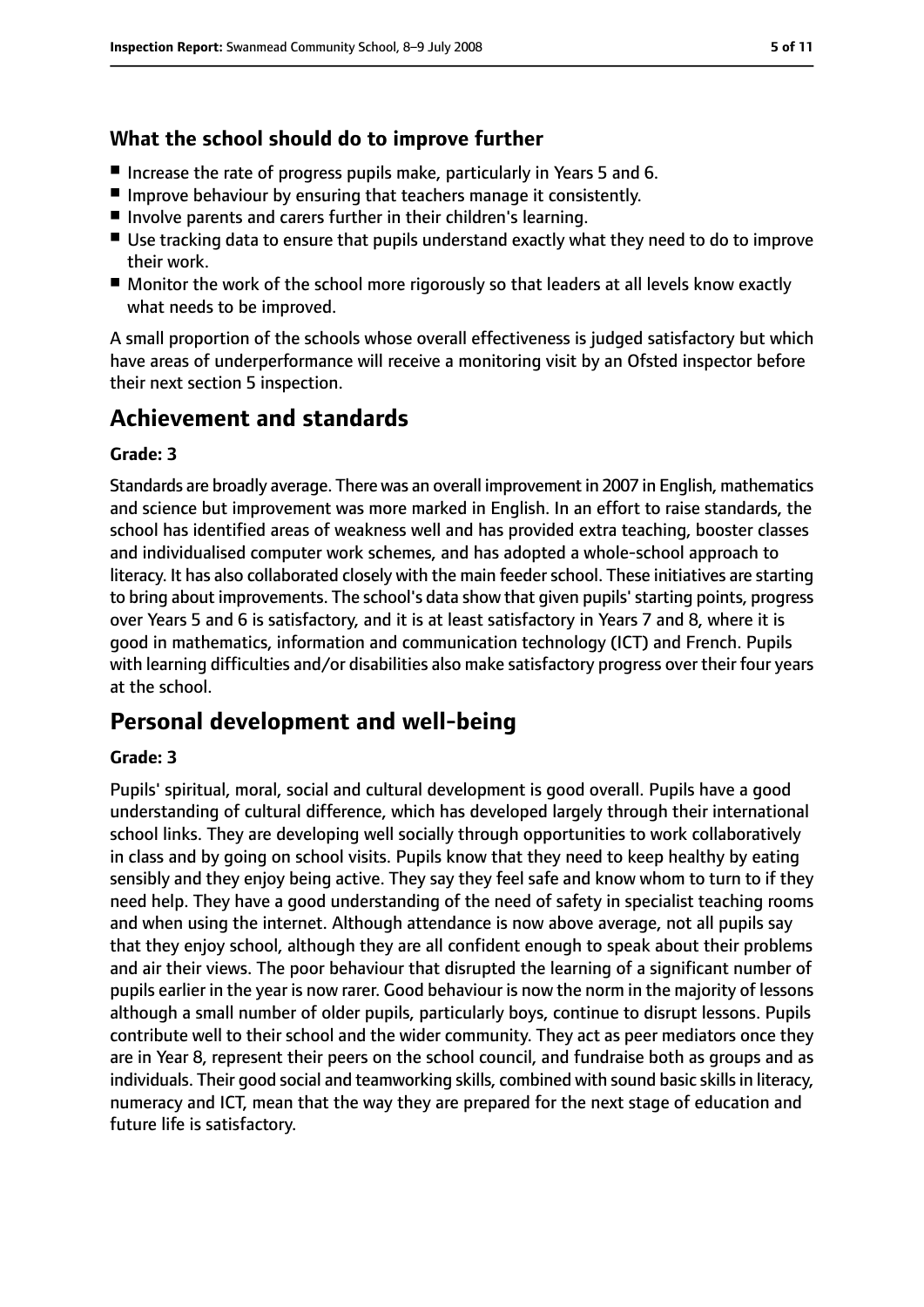### What the school should do to improve further

- Increase the rate of progress pupils make, particularly in Years 5 and 6.
- Improve behaviour by ensuring that teachers manage it consistently.
- Involve parents and carers further in their children's learning.
- Use tracking data to ensure that pupils understand exactly what they need to do to improve their work.
- Monitor the work of the school more rigorously so that leaders at all levels know exactly what needs to be improved.

A small proportion of the schools whose overall effectiveness is judged satisfactory but which have areas of underperformance will receive a monitoring visit by an Ofsted inspector before their next section 5 inspection.

## Achievement and standards

**Grade: 3**

Standards are broadly average. There was an overall improvement in 2007 in English, mathematics and science but improvement was more marked in English. In an effort to raise standards, the school has identified areas of weakness well and has provided extra teaching, booster classes and individualised computer work schemes, and has adopted a whole-school approach to literacy. It has also collaborated closely with the main feeder school. These initiatives are starting to bring about improvements. The school's data show that given pupils' starting points, progress over Years 5 and 6 is satisfactory, and it is at least satisfactory in Years 7 and 8, where it is good in mathematics, information and communication technology (ICT) and French. Pupils with learning difficulties and/or disabilities also make satisfactory progress over their four years at the school.

## Personal development and well-being

**Grade: 3**

Pupils' spiritual, moral, social and cultural development is good overall. Pupils have a good understanding of cultural difference, which has developed largely through their international school links. They are developing well socially through opportunities to work collaboratively in class and by going on school visits. Pupils know that they need to keep healthy by eating sensibly and they enjoy being active. They say they feel safe and know whom to turn to if they need help. They have a good understanding of the need of safety in specialist teaching rooms and when using the internet. Although attendance is now above average, not all pupils say that they enjoy school, although they are all confident enough to speak about their problems and air their views. The poor behaviour that disrupted the learning of a significant number of pupils earlier in the year is now rarer. Good behaviour is now the norm in the majority of lessons although a small number of older pupils, particularly boys, continue to disrupt lessons. Pupils contribute well to their school and the wider community. They act as peer mediators once they are in Year 8, represent their peers on the school council, and fundraise both as groups and as individuals. Their good social and teamworking skills, combined with sound basic skills in literacy, numeracy and ICT, mean that the way they are prepared for the next stage of education and future life is satisfactory.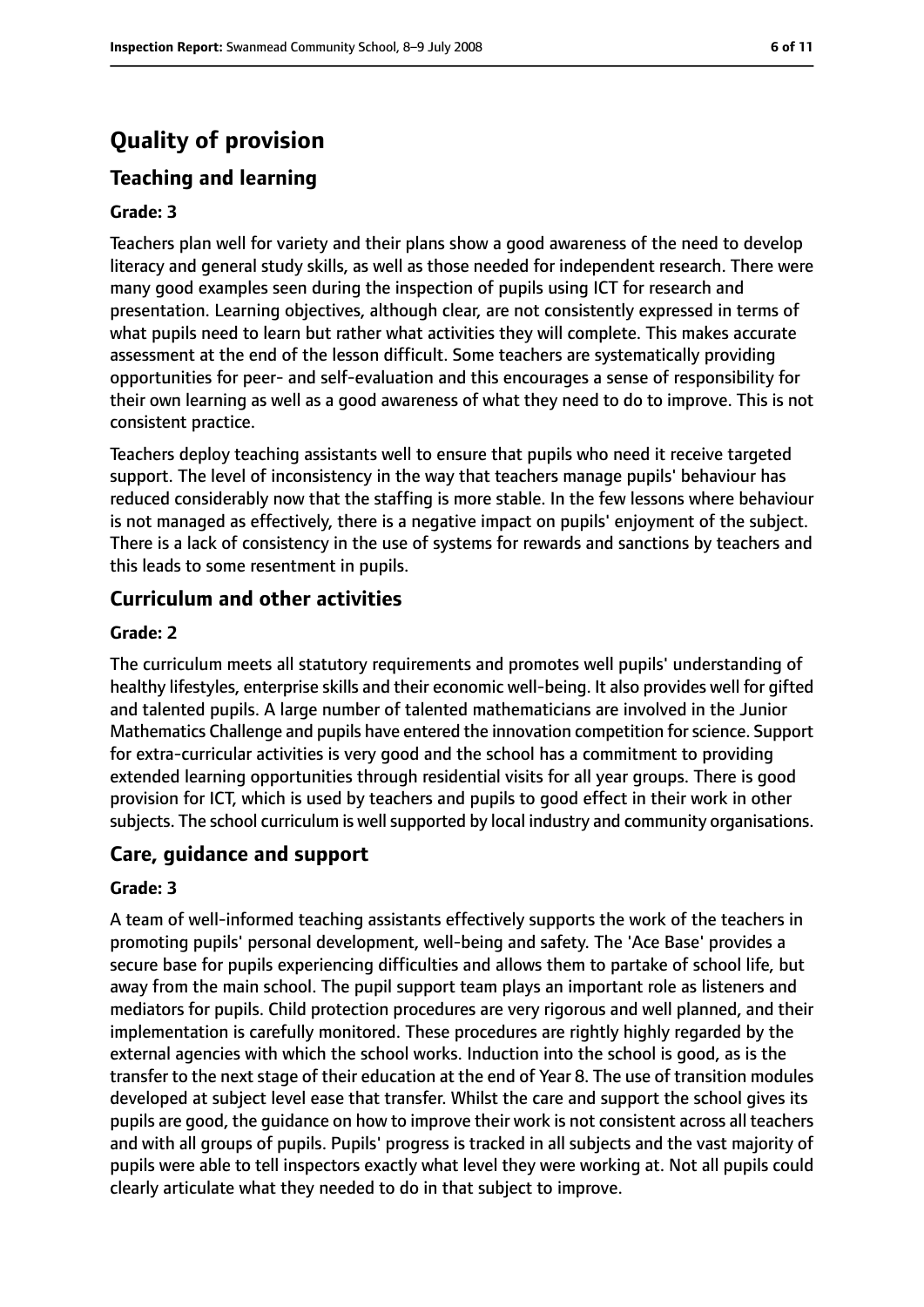# Quality of provision

## Teaching and learning

### Grade: 3

Teachers plan well for variety and their plans show a good awareness of the need to develop literacy and general study skills, as well as those needed for independent research. There were many good examples seen during the inspection of pupils using ICT for research and presentation. Learning objectives, although clear, are not consistently expressed in terms of what pupils need to learn but rather what activities they will complete. This makes accurate assessment at the end of the lesson difficult. Some teachers are systematically providing opportunities for peer- and self-evaluation and this encourages a sense of responsibility for their own learning as well as a good awareness of what they need to do to improve. This is not consistent practice.

Teachers deploy teaching assistants well to ensure that pupils who need it receive targeted support. The level of inconsistency in the way that teachers manage pupils' behaviour has reduced considerably now that the staffing is more stable. In the few lessons where behaviour is not managed as effectively, there is a negative impact on pupils' enjoyment of the subject. There is a lack of consistency in the use of systems for rewards and sanctions by teachers and this leads to some resentment in pupils.

## Curriculum and other activities

### Grade: 2

The curriculum meets all statutory requirements and promotes well pupils' understanding of healthy lifestyles, enterprise skills and their economic well-being. It also provides well for gifted and talented pupils. A large number of talented mathematicians are involved in the Junior Mathematics Challenge and pupils have entered the innovation competition for science. Support for extra-curricular activities is very good and the school has a commitment to providing extended learning opportunities through residential visits for all year groups. There is good provision for ICT, which is used by teachers and pupils to good effect in their work in other subjects. The school curriculum is well supported by local industry and community organisations.

## Care, guidance and support

### Grade: 3

A team of well-informed teaching assistants effectively supports the work of the teachers in promoting pupils' personal development, well-being and safety. The 'Ace Base' provides a secure base for pupils experiencing difficulties and allows them to partake of school life, but away from the main school. The pupil support team plays an important role as listeners and mediators for pupils. Child protection procedures are very rigorous and well planned, and their implementation is carefully monitored. These procedures are rightly highly regarded by the external agencies with which the school works. Induction into the school is good, as is the transfer to the next stage of their education at the end of Year 8. The use of transition modules developed at subject level ease that transfer. Whilst the care and support the school gives its pupils are good, the guidance on how to improve their work is not consistent across all teachers and with all groups of pupils. Pupils' progress is tracked in all subjects and the vast majority of pupils were able to tell inspectors exactly what level they were working at. Not all pupils could clearly articulate what they needed to do in that subject to improve.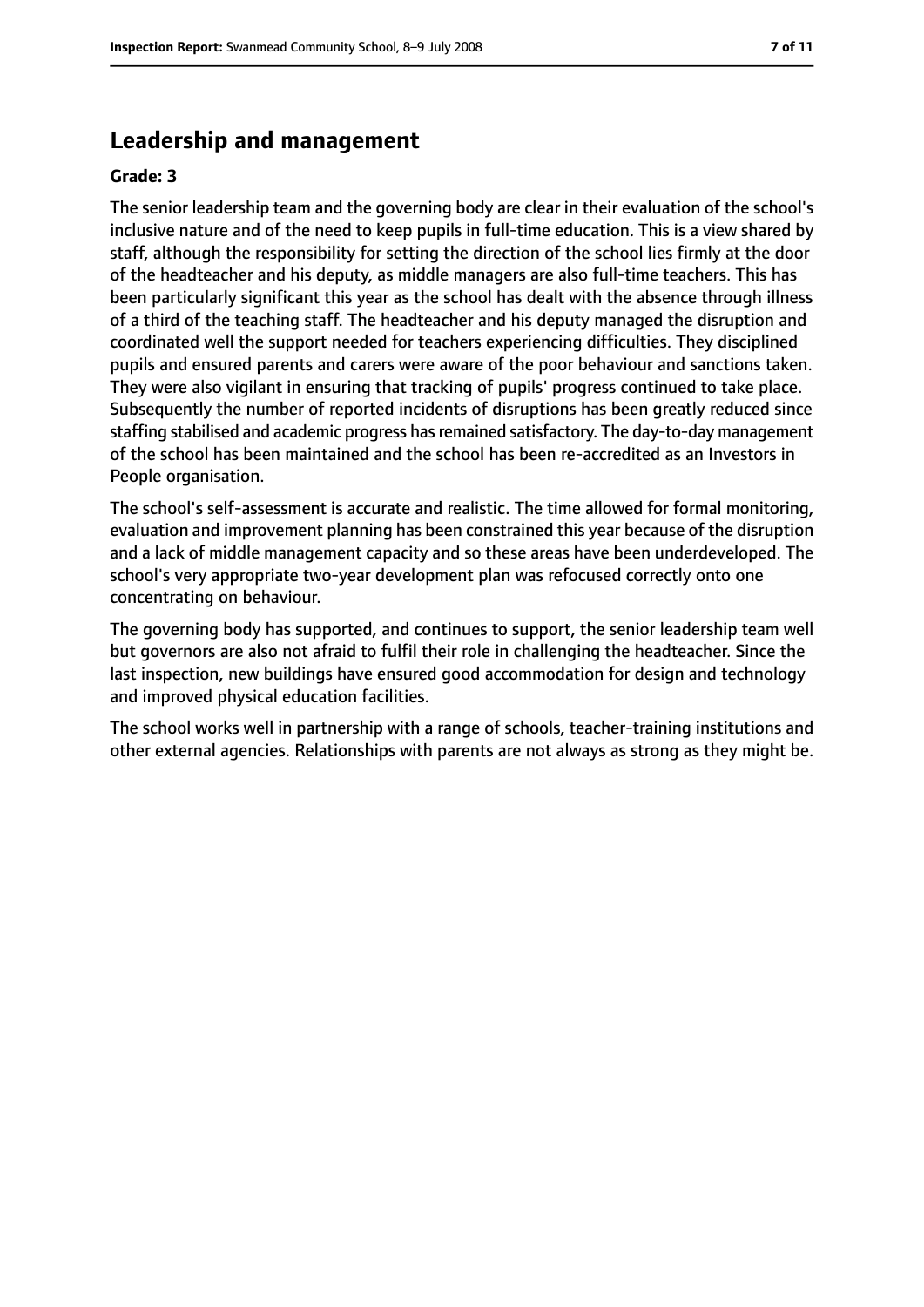## Leadership and management

**Grade: 3**

The senior leadership team and the governing body are clear in their evaluation of the school's inclusive nature and of the need to keep pupils in full-time education. This is a view shared by staff, although the responsibility for setting the direction of the school lies firmly at the door of the headteacher and his deputy, as middle managers are also full-time teachers. This has been particularly significant this year as the school has dealt with the absence through illness of a third of the teaching staff. The headteacher and his deputy managed the disruption and coordinated well the support needed for teachers experiencing difficulties. They disciplined pupils and ensured parents and carers were aware of the poor behaviour and sanctions taken. They were also vigilant in ensuring that tracking of pupils' progress continued to take place. Subsequently the number of reported incidents of disruptions has been greatly reduced since staffing stabilised and academic progress has remained satisfactory. The day-to-day management of the school has been maintained and the school has been re-accredited as an Investors in People organisation.

The school's self-assessment is accurate and realistic. The time allowed for formal monitoring, evaluation and improvement planning has been constrained this year because of the disruption and a lack of middle management capacity and so these areas have been underdeveloped. The school's very appropriate two-year development plan was refocused correctly onto one concentrating on behaviour.

The governing body has supported, and continues to support, the senior leadership team well but governors are also not afraid to fulfil their role in challenging the headteacher. Since the last inspection, new buildings have ensured good accommodation for design and technology and improved physical education facilities.

The school works well in partnership with a range of schools, teacher-training institutions and other external agencies. Relationships with parents are not always as strong as they might be.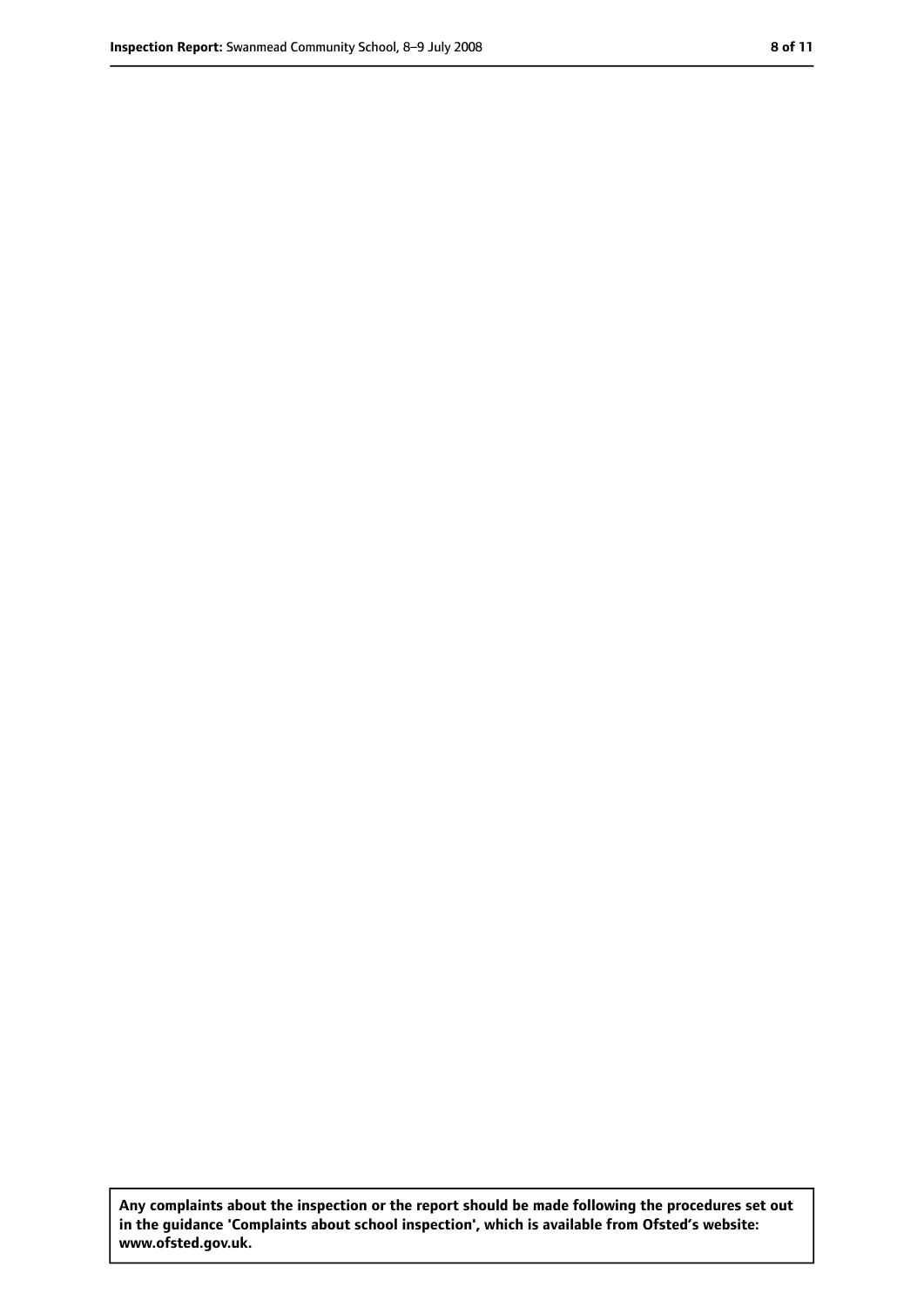**Any complaints about the inspection or the report should be made following the procedures set out in the guidance 'Complaints about school inspection', which is available from Ofsted's website: www.ofsted.gov.uk.**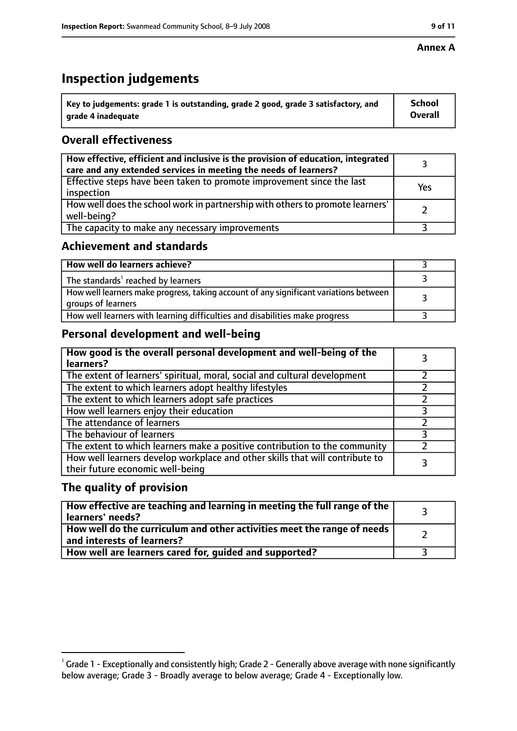**Annex A**

# Inspection judgements

| Key to judgements: grade 1 is outstanding, grade 2 good, grade 3 satisfactory, and grade 4 inadequate | School Overall |
|---|---|

## Overall effectiveness

| | |
|---|---|
| How effective, efficient and inclusive is the provision of education, integrated care and any extended services in meeting the needs of learners? | 3 |
| Effective steps have been taken to promote improvement since the last inspection | Yes |
| How well does the school work in partnership with others to promote learners' well-being? | 2 |
| The capacity to make any necessary improvements | 3 |

## Achievement and standards

| | |
|---|---|
| How well do learners achieve? | 3 |
| The standards[1] reached by learners | 3 |
| How well learners make progress, taking account of any significant variations between groups of learners | 3 |
| How well learners with learning difficulties and disabilities make progress | 3 |

## Personal development and well-being

| | |
|---|---|
| How good is the overall personal development and well-being of the learners? | 3 |
| The extent of learners' spiritual, moral, social and cultural development | 2 |
| The extent to which learners adopt healthy lifestyles | 2 |
| The extent to which learners adopt safe practices | 2 |
| How well learners enjoy their education | 3 |
| The attendance of learners | 2 |
| The behaviour of learners | 3 |
| The extent to which learners make a positive contribution to the community | 2 |
| How well learners develop workplace and other skills that will contribute to their future economic well-being | 3 |

## The quality of provision

| | |
|---|---|
| How effective are teaching and learning in meeting the full range of the learners' needs? | 3 |
| How well do the curriculum and other activities meet the range of needs and interests of learners? | 2 |
| How well are learners cared for, guided and supported? | 3 |

[1] Grade 1 - Exceptionally and consistently high; Grade 2 - Generally above average with none significantly below average; Grade 3 - Broadly average to below average; Grade 4 - Exceptionally low.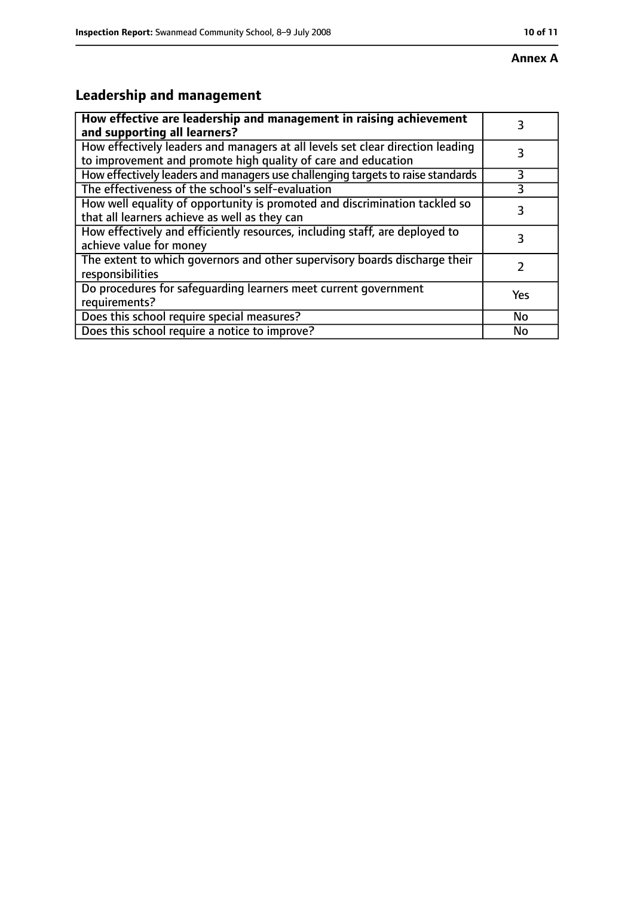**Annex A**

## Leadership and management

| **How effective are leadership and management in raising achievement and supporting all learners?** | 3 |
|---|---|
| How effectively leaders and managers at all levels set clear direction leading to improvement and promote high quality of care and education | 3 |
| How effectively leaders and managers use challenging targets to raise standards | 3 |
| The effectiveness of the school's self-evaluation | 3 |
| How well equality of opportunity is promoted and discrimination tackled so that all learners achieve as well as they can | 3 |
| How effectively and efficiently resources, including staff, are deployed to achieve value for money | 3 |
| The extent to which governors and other supervisory boards discharge their responsibilities | 2 |
| Do procedures for safeguarding learners meet current government requirements? | Yes |
| Does this school require special measures? | No |
| Does this school require a notice to improve? | No |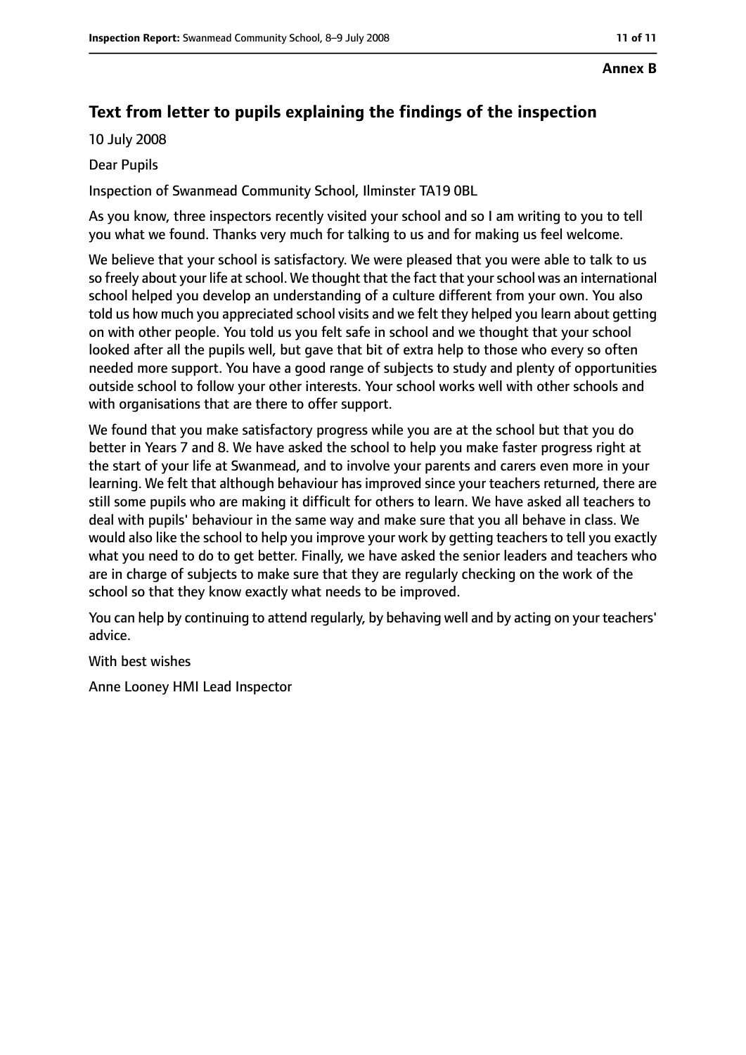**Annex B**

## Text from letter to pupils explaining the findings of the inspection

10 July 2008

Dear Pupils

Inspection of Swanmead Community School, Ilminster TA19 0BL

As you know, three inspectors recently visited your school and so I am writing to you to tell you what we found. Thanks very much for talking to us and for making us feel welcome.

We believe that your school is satisfactory. We were pleased that you were able to talk to us so freely about your life at school. We thought that the fact that your school was an international school helped you develop an understanding of a culture different from your own. You also told us how much you appreciated school visits and we felt they helped you learn about getting on with other people. You told us you felt safe in school and we thought that your school looked after all the pupils well, but gave that bit of extra help to those who every so often needed more support. You have a good range of subjects to study and plenty of opportunities outside school to follow your other interests. Your school works well with other schools and with organisations that are there to offer support.

We found that you make satisfactory progress while you are at the school but that you do better in Years 7 and 8. We have asked the school to help you make faster progress right at the start of your life at Swanmead, and to involve your parents and carers even more in your learning. We felt that although behaviour has improved since your teachers returned, there are still some pupils who are making it difficult for others to learn. We have asked all teachers to deal with pupils' behaviour in the same way and make sure that you all behave in class. We would also like the school to help you improve your work by getting teachers to tell you exactly what you need to do to get better. Finally, we have asked the senior leaders and teachers who are in charge of subjects to make sure that they are regularly checking on the work of the school so that they know exactly what needs to be improved.

You can help by continuing to attend regularly, by behaving well and by acting on your teachers' advice.

With best wishes

Anne Looney HMI Lead Inspector